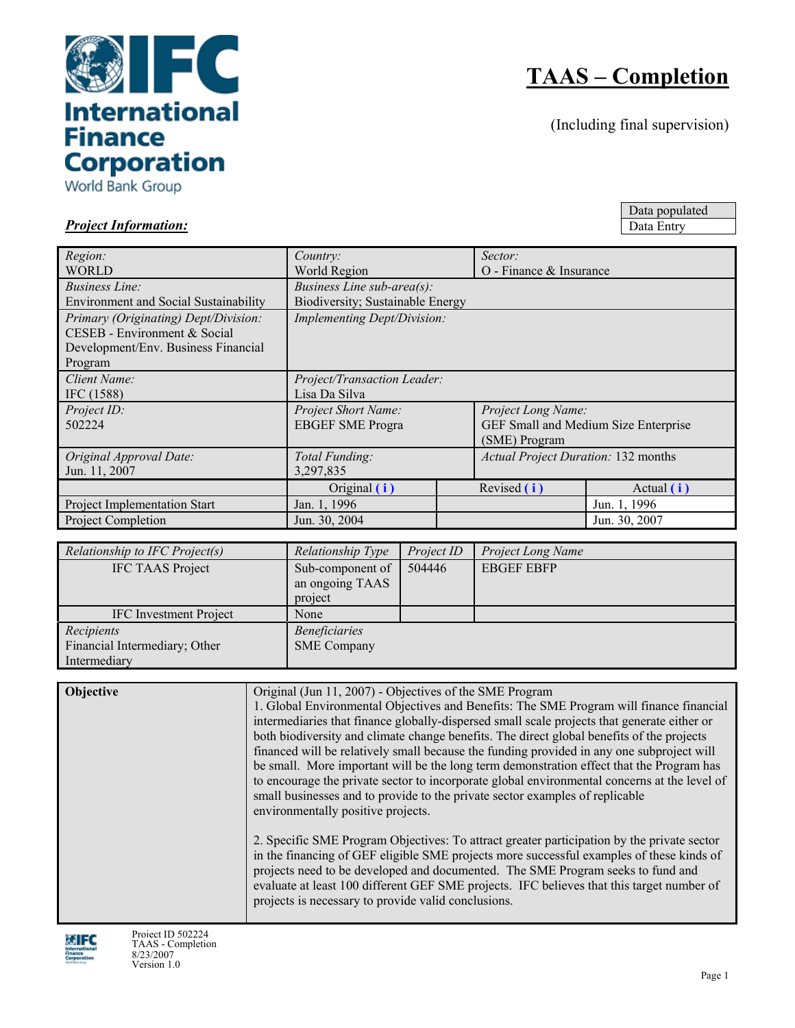International Finance Corporation
World Bank Group

# TAAS – Completion

(Including final supervision)

| Data populated |
|---|
| Data Entry |

***Project Information:***

| | | |
|---|---|---|
| *Region:* WORLD | *Country:* World Region | *Sector:* O - Finance & Insurance |
| *Business Line:* Environment and Social Sustainability | *Business Line sub-area(s):* Biodiversity; Sustainable Energy | |
| *Primary (Originating) Dept/Division:* CESEB - Environment & Social Development/Env. Business Financial Program | *Implementing Dept/Division:* | |
| *Client Name:* IFC (1588) | *Project/Transaction Leader:* Lisa Da Silva | |
| *Project ID:* 502224 | *Project Short Name:* EBGEF SME Progra | *Project Long Name:* GEF Small and Medium Size Enterprise (SME) Program |
| *Original Approval Date:* Jun. 11, 2007 | *Total Funding:* 3,297,835 | *Actual Project Duration:* 132 months |

| | Original (i) | Revised (i) | Actual (i) |
|---|---|---|---|
| Project Implementation Start | Jan. 1, 1996 | | Jun. 1, 1996 |
| Project Completion | Jun. 30, 2004 | | Jun. 30, 2007 |

| *Relationship to IFC Project(s)* | *Relationship Type* | *Project ID* | *Project Long Name* |
|---|---|---|---|
| IFC TAAS Project | Sub-component of an ongoing TAAS project | 504446 | EBGEF EBFP |
| IFC Investment Project | None | | |
| *Recipients* Financial Intermediary; Other Intermediary | *Beneficiaries* SME Company | | |

| | |
|---|---|
| **Objective** | Original (Jun 11, 2007) - Objectives of the SME Program<br>1. Global Environmental Objectives and Benefits: The SME Program will finance financial intermediaries that finance globally-dispersed small scale projects that generate either or both biodiversity and climate change benefits. The direct global benefits of the projects financed will be relatively small because the funding provided in any one subproject will be small. More important will be the long term demonstration effect that the Program has to encourage the private sector to incorporate global environmental concerns at the level of small businesses and to provide to the private sector examples of replicable environmentally positive projects.<br><br>2. Specific SME Program Objectives: To attract greater participation by the private sector in the financing of GEF eligible SME projects more successful examples of these kinds of projects need to be developed and documented. The SME Program seeks to fund and evaluate at least 100 different GEF SME projects. IFC believes that this target number of projects is necessary to provide valid conclusions. |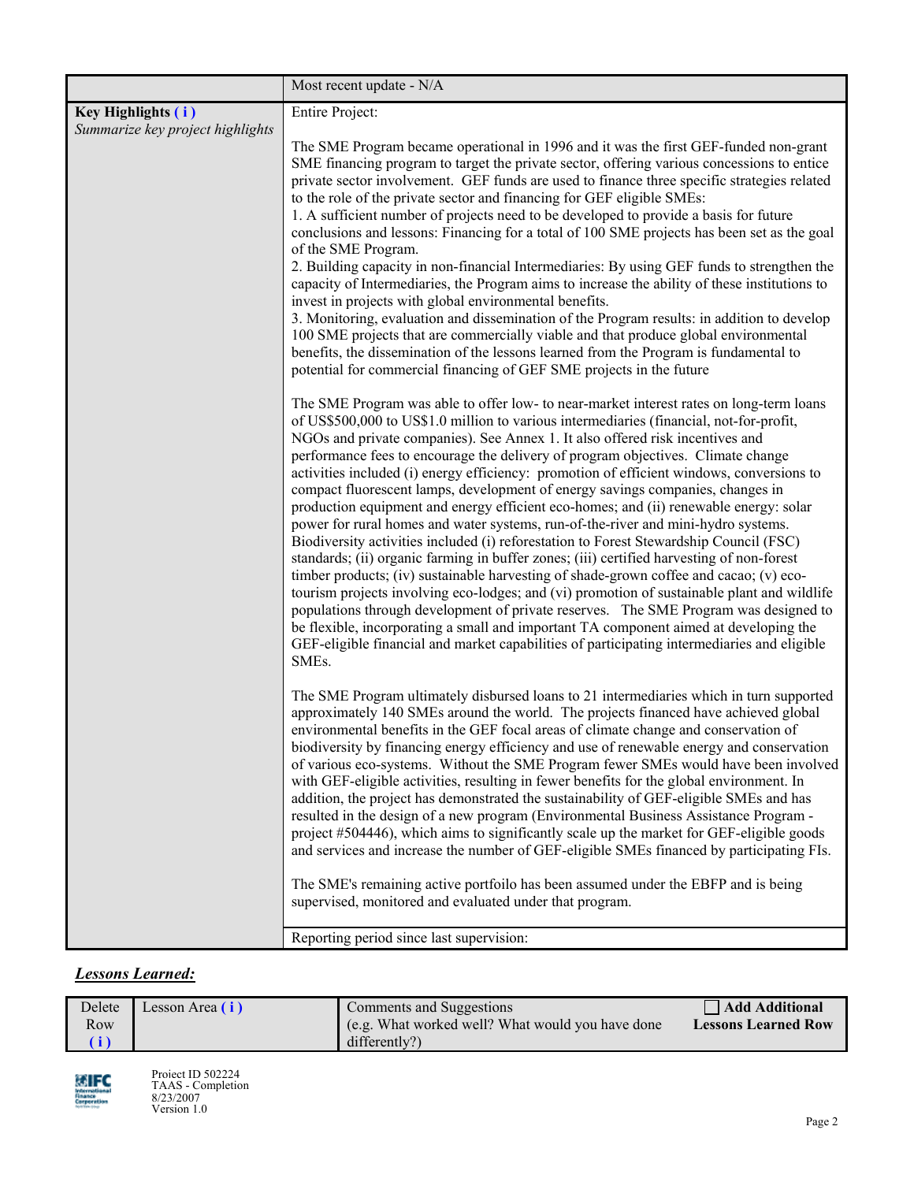| | Most recent update - N/A |
|---|---|
| **Key Highlights ( i )**<br>*Summarize key project highlights* | Entire Project:<br><br>The SME Program became operational in 1996 and it was the first GEF-funded non-grant SME financing program to target the private sector, offering various concessions to entice private sector involvement. GEF funds are used to finance three specific strategies related to the role of the private sector and financing for GEF eligible SMEs:<br>1. A sufficient number of projects need to be developed to provide a basis for future conclusions and lessons: Financing for a total of 100 SME projects has been set as the goal of the SME Program.<br>2. Building capacity in non-financial Intermediaries: By using GEF funds to strengthen the capacity of Intermediaries, the Program aims to increase the ability of these institutions to invest in projects with global environmental benefits.<br>3. Monitoring, evaluation and dissemination of the Program results: in addition to develop 100 SME projects that are commercially viable and that produce global environmental benefits, the dissemination of the lessons learned from the Program is fundamental to potential for commercial financing of GEF SME projects in the future<br><br>The SME Program was able to offer low- to near-market interest rates on long-term loans of US$500,000 to US$1.0 million to various intermediaries (financial, not-for-profit, NGOs and private companies). See Annex 1. It also offered risk incentives and performance fees to encourage the delivery of program objectives. Climate change activities included (i) energy efficiency: promotion of efficient windows, conversions to compact fluorescent lamps, development of energy savings companies, changes in production equipment and energy efficient eco-homes; and (ii) renewable energy: solar power for rural homes and water systems, run-of-the-river and mini-hydro systems. Biodiversity activities included (i) reforestation to Forest Stewardship Council (FSC) standards; (ii) organic farming in buffer zones; (iii) certified harvesting of non-forest timber products; (iv) sustainable harvesting of shade-grown coffee and cacao; (v) eco-tourism projects involving eco-lodges; and (vi) promotion of sustainable plant and wildlife populations through development of private reserves. The SME Program was designed to be flexible, incorporating a small and important TA component aimed at developing the GEF-eligible financial and market capabilities of participating intermediaries and eligible SMEs.<br><br>The SME Program ultimately disbursed loans to 21 intermediaries which in turn supported approximately 140 SMEs around the world. The projects financed have achieved global environmental benefits in the GEF focal areas of climate change and conservation of biodiversity by financing energy efficiency and use of renewable energy and conservation of various eco-systems. Without the SME Program fewer SMEs would have been involved with GEF-eligible activities, resulting in fewer benefits for the global environment. In addition, the project has demonstrated the sustainability of GEF-eligible SMEs and has resulted in the design of a new program (Environmental Business Assistance Program - project #504446), which aims to significantly scale up the market for GEF-eligible goods and services and increase the number of GEF-eligible SMEs financed by participating FIs.<br><br>The SME's remaining active portfoilo has been assumed under the EBFP and is being supervised, monitored and evaluated under that program. |
| | Reporting period since last supervision: |

## *Lessons Learned:*

| Delete Row ( i ) | Lesson Area ( i ) | Comments and Suggestions (e.g. What worked well? What would you have done differently?) | ☐ **Add Additional Lessons Learned Row** |
|---|---|---|---|

Project ID 502224
TAAS - Completion
8/23/2007
Version 1.0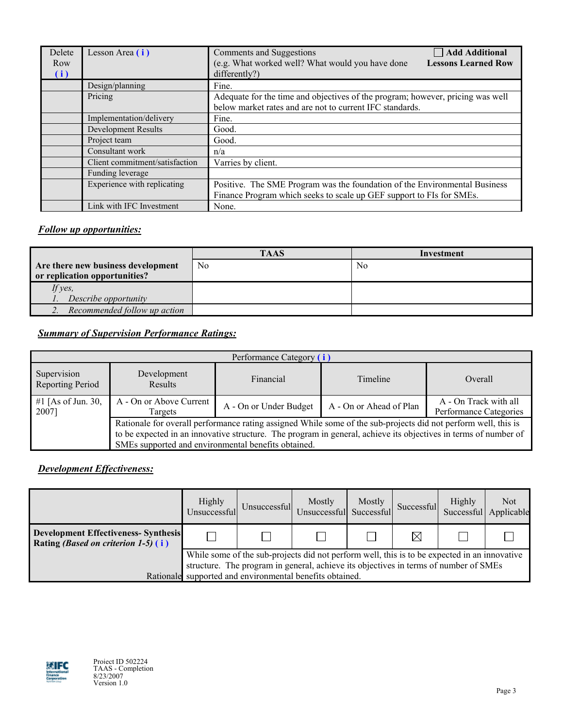| Delete Row (i) | Lesson Area (i) | Comments and Suggestions (e.g. What worked well? What would you have done differently?) ☐ Add Additional Lessons Learned Row |
|---|---|---|
| | Design/planning | Fine. |
| | Pricing | Adequate for the time and objectives of the program; however, pricing was well below market rates and are not to current IFC standards. |
| | Implementation/delivery | Fine. |
| | Development Results | Good. |
| | Project team | Good. |
| | Consultant work | n/a |
| | Client commitment/satisfaction | Varries by client. |
| | Funding leverage | |
| | Experience with replicating | Positive. The SME Program was the foundation of the Environmental Business Finance Program which seeks to scale up GEF support to FIs for SMEs. |
| | Link with IFC Investment | None. |

***Follow up opportunities:***

| | TAAS | Investment |
|---|---|---|
| **Are there new business development or replication opportunities?** | No | No |
| *If yes,* *1. Describe opportunity* | | |
| *2. Recommended follow up action* | | |

***Summary of Supervision Performance Ratings:***

| Performance Category (i) | | | | |
|---|---|---|---|---|
| Supervision Reporting Period | Development Results | Financial | Timeline | Overall |
| #1 [As of Jun. 30, 2007] | A - On or Above Current Targets | A - On or Under Budget | A - On or Ahead of Plan | A - On Track with all Performance Categories |
| | Rationale for overall performance rating assigned While some of the sub-projects did not perform well, this is to be expected in an innovative structure. The program in general, achieve its objectives in terms of number of SMEs supported and environmental benefits obtained. | | | |

***Development Effectiveness:***

| | Highly Unsuccessful | Unsuccessful | Mostly Unsuccessful | Mostly Successful | Successful | Highly Successful | Not Applicable |
|---|---|---|---|---|---|---|---|
| **Development Effectiveness- Synthesis Rating** ***(Based on criterion 1-5)*** **(i)** | ☐ | ☐ | ☐ | ☐ | ☒ | ☐ | ☐ |
| Rationale | While some of the sub-projects did not perform well, this is to be expected in an innovative structure. The program in general, achieve its objectives in terms of number of SMEs supported and environmental benefits obtained. | | | | | | |

Project ID 502224
TAAS - Completion
8/23/2007
Version 1.0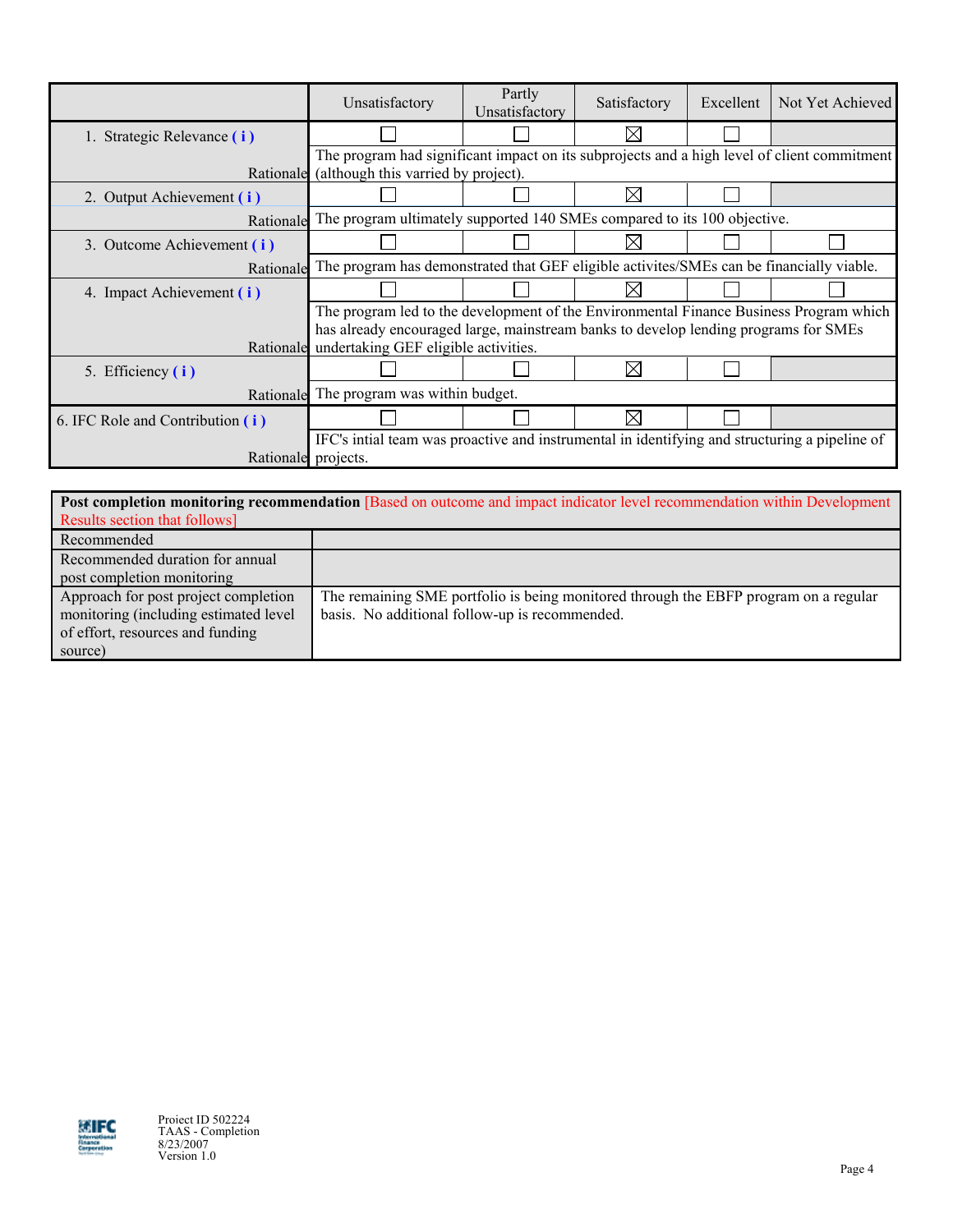| | Unsatisfactory | Partly Unsatisfactory | Satisfactory | Excellent | Not Yet Achieved |
|---|---|---|---|---|---|
| 1. Strategic Relevance ( i ) | ☐ | ☐ | ☒ | ☐ | |
| Rationale | The program had significant impact on its subprojects and a high level of client commitment (although this varried by project). | | | | |
| 2. Output Achievement ( i ) | ☐ | ☐ | ☒ | ☐ | |
| Rationale | The program ultimately supported 140 SMEs compared to its 100 objective. | | | | |
| 3. Outcome Achievement ( i ) | ☐ | ☐ | ☒ | ☐ | ☐ |
| Rationale | The program has demonstrated that GEF eligible activites/SMEs can be financially viable. | | | | |
| 4. Impact Achievement ( i ) | ☐ | ☐ | ☒ | ☐ | ☐ |
| Rationale | The program led to the development of the Environmental Finance Business Program which has already encouraged large, mainstream banks to develop lending programs for SMEs undertaking GEF eligible activities. | | | | |
| 5. Efficiency ( i ) | ☐ | ☐ | ☒ | ☐ | |
| Rationale | The program was within budget. | | | | |
| 6. IFC Role and Contribution ( i ) | ☐ | ☐ | ☒ | ☐ | |
| Rationale | IFC's intial team was proactive and instrumental in identifying and structuring a pipeline of projects. | | | | |

| **Post completion monitoring recommendation** [Based on outcome and impact indicator level recommendation within Development Results section that follows] | |
|---|---|
| Recommended | |
| Recommended duration for annual post completion monitoring | |
| Approach for post project completion monitoring (including estimated level of effort, resources and funding source) | The remaining SME portfolio is being monitored through the EBFP program on a regular basis. No additional follow-up is recommended. |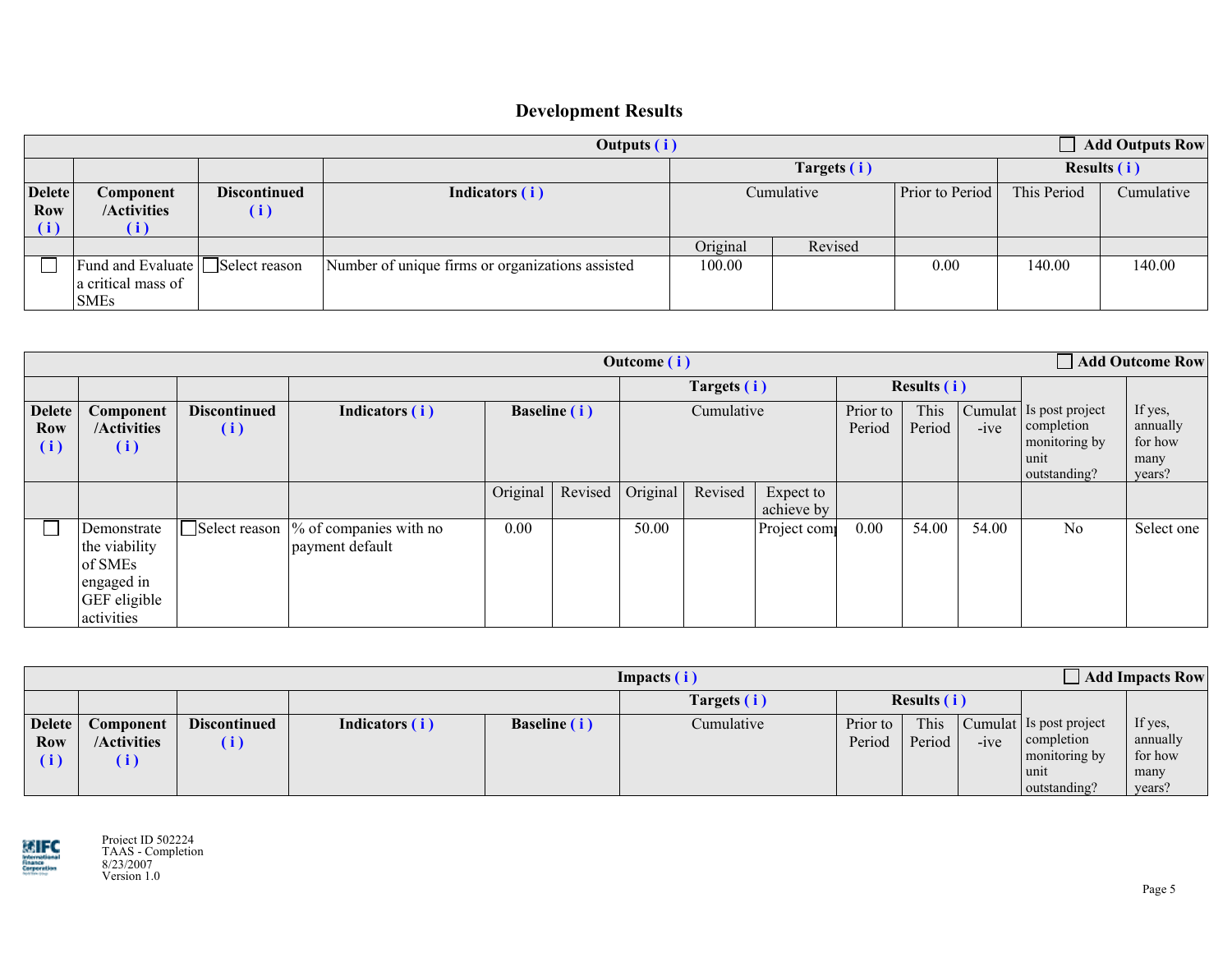## Development Results

| Outputs ( i ) | | | | | | | | | ☐ Add Outputs Row |
|---|---|---|---|---|---|---|---|---|---|
| | | | | Targets ( i ) | | | Results ( i ) | | |
| **Delete Row ( i )** | **Component /Activities ( i )** | **Discontinued ( i )** | **Indicators ( i )** | Cumulative | | Prior to Period | This Period | Cumulative | |
| | | | | Original | Revised | | | | |
| ☐ | Fund and Evaluate a critical mass of SMEs | ☐Select reason | Number of unique firms or organizations assisted | 100.00 | | 0.00 | 140.00 | 140.00 | |

| Outcome ( i ) | | | | | | | | | | | | | | ☐ Add Outcome Row |
|---|---|---|---|---|---|---|---|---|---|---|---|---|---|---|
| | | | | | | Targets ( i ) | | | Results ( i ) | | | | | |
| **Delete Row ( i )** | **Component /Activities ( i )** | **Discontinued ( i )** | **Indicators ( i )** | **Baseline ( i )** | | Cumulative | | | Prior to Period | This Period | Cumulat -ive | Is post project completion monitoring by unit outstanding? | If yes, annually for how many years? | |
| | | | | Original | Revised | Original | Revised | Expect to achieve by | | | | | | |
| ☐ | Demonstrate the viability of SMEs engaged in GEF eligible activities | ☐Select reason | % of companies with no payment default | 0.00 | | 50.00 | | Project comp | 0.00 | 54.00 | 54.00 | No | Select one | |

| Impacts ( i ) | | | | | | | | | | | ☐ Add Impacts Row |
|---|---|---|---|---|---|---|---|---|---|---|---|
| | | | | | Targets ( i ) | Results ( i ) | | | | | |
| **Delete Row ( i )** | **Component /Activities ( i )** | **Discontinued ( i )** | **Indicators ( i )** | **Baseline ( i )** | Cumulative | Prior to Period | This Period | Cumulat -ive | Is post project completion monitoring by unit outstanding? | If yes, annually for how many years? | |

Project ID 502224
TAAS - Completion
8/23/2007
Version 1.0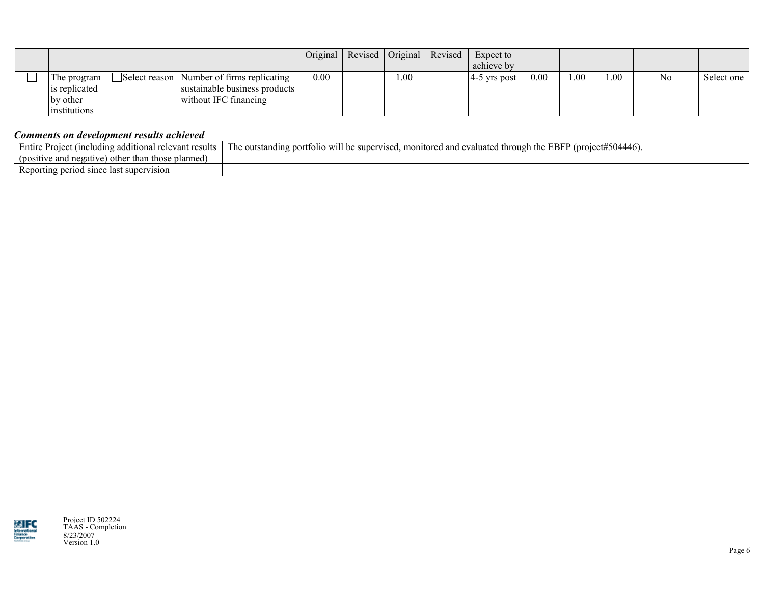| | | | | Original | Revised | Original | Revised | Expect to achieve by | | | | | |
|---|---|---|---|---|---|---|---|---|---|---|---|---|---|
| ☐ | The program is replicated by other institutions | ☐Select reason | Number of firms replicating sustainable business products without IFC financing | 0.00 | | 1.00 | | 4-5 yrs post | 0.00 | 1.00 | 1.00 | No | Select one |

### *Comments on development results achieved*

| | |
|---|---|
| Entire Project (including additional relevant results (positive and negative) other than those planned) | The outstanding portfolio will be supervised, monitored and evaluated through the EBFP (project#504446). |
| Reporting period since last supervision | |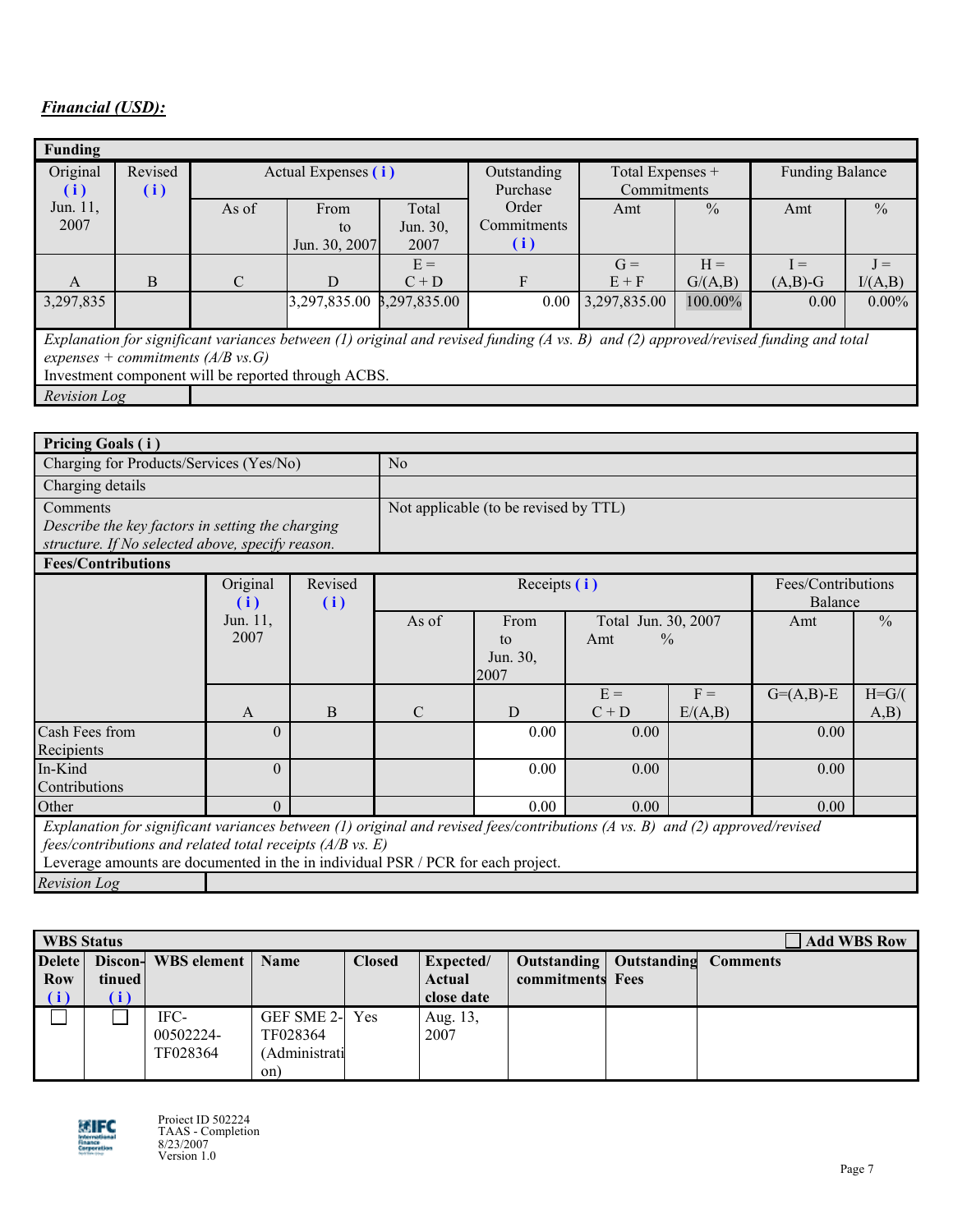***Financial (USD):***

| Funding | | | | | | | | | |
|---|---|---|---|---|---|---|---|---|---|
| Original (i) Jun. 11, 2007 | Revised (i) | Actual Expenses (i) | | | Outstanding Purchase Order Commitments (i) | Total Expenses + Commitments | | Funding Balance | |
| | | As of | From to Jun. 30, 2007 | Total Jun. 30, 2007 | | Amt | % | Amt | % |
| A | B | C | D | E = C + D | F | G = E + F | H = G/(A,B) | I = (A,B)-G | J = I/(A,B) |
| 3,297,835 | | | 3,297,835.00 | 3,297,835.00 | 0.00 | 3,297,835.00 | 100.00% | 0.00 | 0.00% |

*Explanation for significant variances between (1) original and revised funding (A vs. B) and (2) approved/revised funding and total expenses + commitments (A/B vs.G)*

Investment component will be reported through ACBS.

*Revision Log*

| Pricing Goals ( i ) | |
|---|---|
| Charging for Products/Services (Yes/No) | No |
| Charging details | |
| Comments *Describe the key factors in setting the charging structure. If No selected above, specify reason.* | Not applicable (to be revised by TTL) |

| Fees/Contributions | | | | | | | | |
|---|---|---|---|---|---|---|---|---|
| | Original (i) Jun. 11, 2007 | Revised (i) | Receipts (i) | | | | Fees/Contributions Balance | |
| | | | As of | From to Jun. 30, 2007 | Total Jun. 30, 2007 Amt | % | Amt | % |
| | A | B | C | D | E = C + D | F = E/(A,B) | G=(A,B)-E | H=G/(A,B) |
| Cash Fees from Recipients | 0 | | | 0.00 | 0.00 | | 0.00 | |
| In-Kind Contributions | 0 | | | 0.00 | 0.00 | | 0.00 | |
| Other | 0 | | | 0.00 | 0.00 | | 0.00 | |

*Explanation for significant variances between (1) original and revised fees/contributions (A vs. B) and (2) approved/revised fees/contributions and related total receipts (A/B vs. E)*

Leverage amounts are documented in the in individual PSR / PCR for each project.

*Revision Log*

**WBS Status** ☐ **Add WBS Row**

| Delete Row (i) | Discon-tinued (i) | WBS element | Name | Closed | Expected/ Actual close date | Outstanding commitments | Outstanding Fees | Comments |
|---|---|---|---|---|---|---|---|---|
| ☐ | ☐ | IFC-00502224-TF028364 | GEF SME 2-TF028364 (Administration) | Yes | Aug. 13, 2007 | | | |

Project ID 502224
TAAS - Completion
8/23/2007
Version 1.0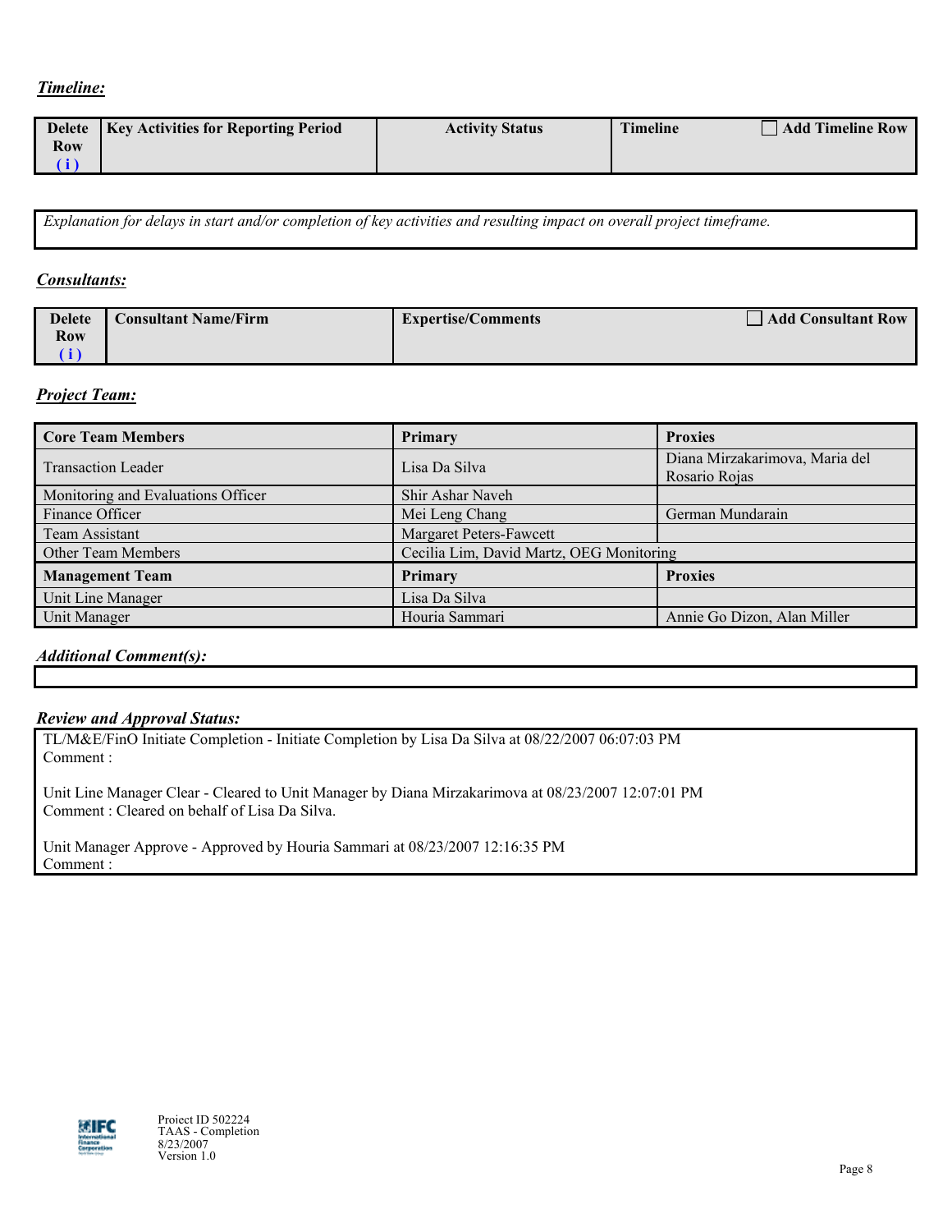***Timeline:***

| Delete Row (i) | Key Activities for Reporting Period | Activity Status | Timeline | ☐ Add Timeline Row |
|---|---|---|---|---|

*Explanation for delays in start and/or completion of key activities and resulting impact on overall project timeframe.*

***Consultants:***

| Delete Row (i) | Consultant Name/Firm | Expertise/Comments | ☐ Add Consultant Row |
|---|---|---|---|

***Project Team:***

| Core Team Members | Primary | Proxies |
|---|---|---|
| Transaction Leader | Lisa Da Silva | Diana Mirzakarimova, Maria del Rosario Rojas |
| Monitoring and Evaluations Officer | Shir Ashar Naveh | |
| Finance Officer | Mei Leng Chang | German Mundarain |
| Team Assistant | Margaret Peters-Fawcett | |
| Other Team Members | Cecilia Lim, David Martz, OEG Monitoring | |
| **Management Team** | **Primary** | **Proxies** |
| Unit Line Manager | Lisa Da Silva | |
| Unit Manager | Houria Sammari | Annie Go Dizon, Alan Miller |

***Additional Comment(s):***

***Review and Approval Status:***

TL/M&E/FinO Initiate Completion - Initiate Completion by Lisa Da Silva at 08/22/2007 06:07:03 PM
Comment :

Unit Line Manager Clear - Cleared to Unit Manager by Diana Mirzakarimova at 08/23/2007 12:07:01 PM
Comment : Cleared on behalf of Lisa Da Silva.

Unit Manager Approve - Approved by Houria Sammari at 08/23/2007 12:16:35 PM
Comment :